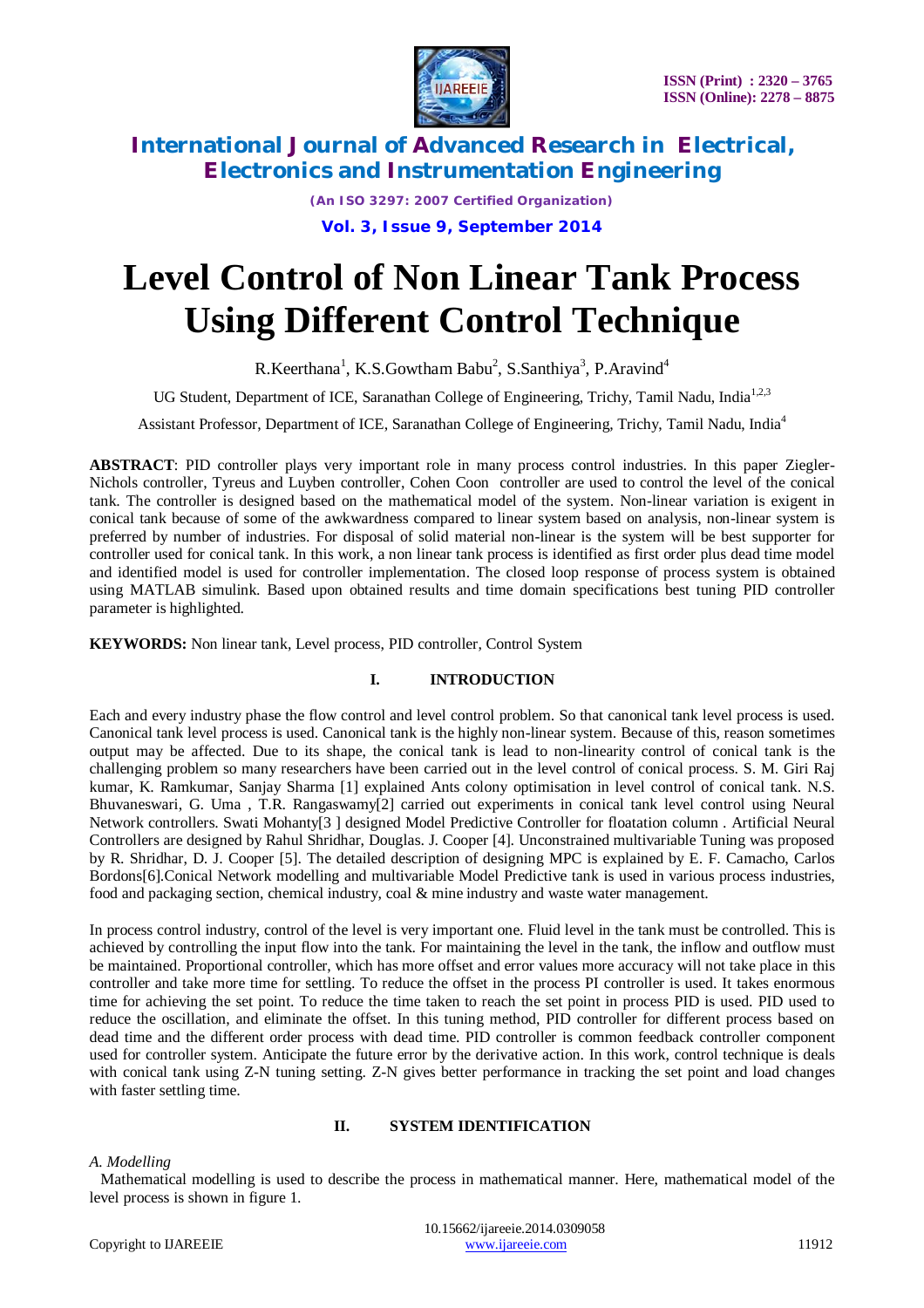# Level Control of Non Linear Tank Process Using Different Control Technique

R.Keerthana[1], K.S.Gowtham Babu[2], S.Santhiya[3], P.Aravind[4]

UG Student, Department of ICE, Saranathan College of Engineering, Trichy, Tamil Nadu, India[1,2,3]

Assistant Professor, Department of ICE, Saranathan College of Engineering, Trichy, Tamil Nadu, India[4]

**ABSTRACT**: PID controller plays very important role in many process control industries. In this paper Ziegler-Nichols controller, Tyreus and Luyben controller, Cohen Coon controller are used to control the level of the conical tank. The controller is designed based on the mathematical model of the system. Non-linear variation is exigent in conical tank because of some of the awkwardness compared to linear system based on analysis, non-linear system is preferred by number of industries. For disposal of solid material non-linear is the system will be best supporter for controller used for conical tank. In this work, a non linear tank process is identified as first order plus dead time model and identified model is used for controller implementation. The closed loop response of process system is obtained using MATLAB simulink. Based upon obtained results and time domain specifications best tuning PID controller parameter is highlighted.

**KEYWORDS:** Non linear tank, Level process, PID controller, Control System

## I. INTRODUCTION

Each and every industry phase the flow control and level control problem. So that canonical tank level process is used. Canonical tank level process is used. Canonical tank is the highly non-linear system. Because of this, reason sometimes output may be affected. Due to its shape, the conical tank is lead to non-linearity control of conical tank is the challenging problem so many researchers have been carried out in the level control of conical process. S. M. Giri Raj kumar, K. Ramkumar, Sanjay Sharma [1] explained Ants colony optimisation in level control of conical tank. N.S. Bhuvaneswari, G. Uma , T.R. Rangaswamy[2] carried out experiments in conical tank level control using Neural Network controllers. Swati Mohanty[3 ] designed Model Predictive Controller for floatation column . Artificial Neural Controllers are designed by Rahul Shridhar, Douglas. J. Cooper [4]. Unconstrained multivariable Tuning was proposed by R. Shridhar, D. J. Cooper [5]. The detailed description of designing MPC is explained by E. F. Camacho, Carlos Bordons[6].Conical Network modelling and multivariable Model Predictive tank is used in various process industries, food and packaging section, chemical industry, coal & mine industry and waste water management.

In process control industry, control of the level is very important one. Fluid level in the tank must be controlled. This is achieved by controlling the input flow into the tank. For maintaining the level in the tank, the inflow and outflow must be maintained. Proportional controller, which has more offset and error values more accuracy will not take place in this controller and take more time for settling. To reduce the offset in the process PI controller is used. It takes enormous time for achieving the set point. To reduce the time taken to reach the set point in process PID is used. PID used to reduce the oscillation, and eliminate the offset. In this tuning method, PID controller for different process based on dead time and the different order process with dead time. PID controller is common feedback controller component used for controller system. Anticipate the future error by the derivative action. In this work, control technique is deals with conical tank using Z-N tuning setting. Z-N gives better performance in tracking the set point and load changes with faster settling time.

## II. SYSTEM IDENTIFICATION

*A. Modelling*

Mathematical modelling is used to describe the process in mathematical manner. Here, mathematical model of the level process is shown in figure 1.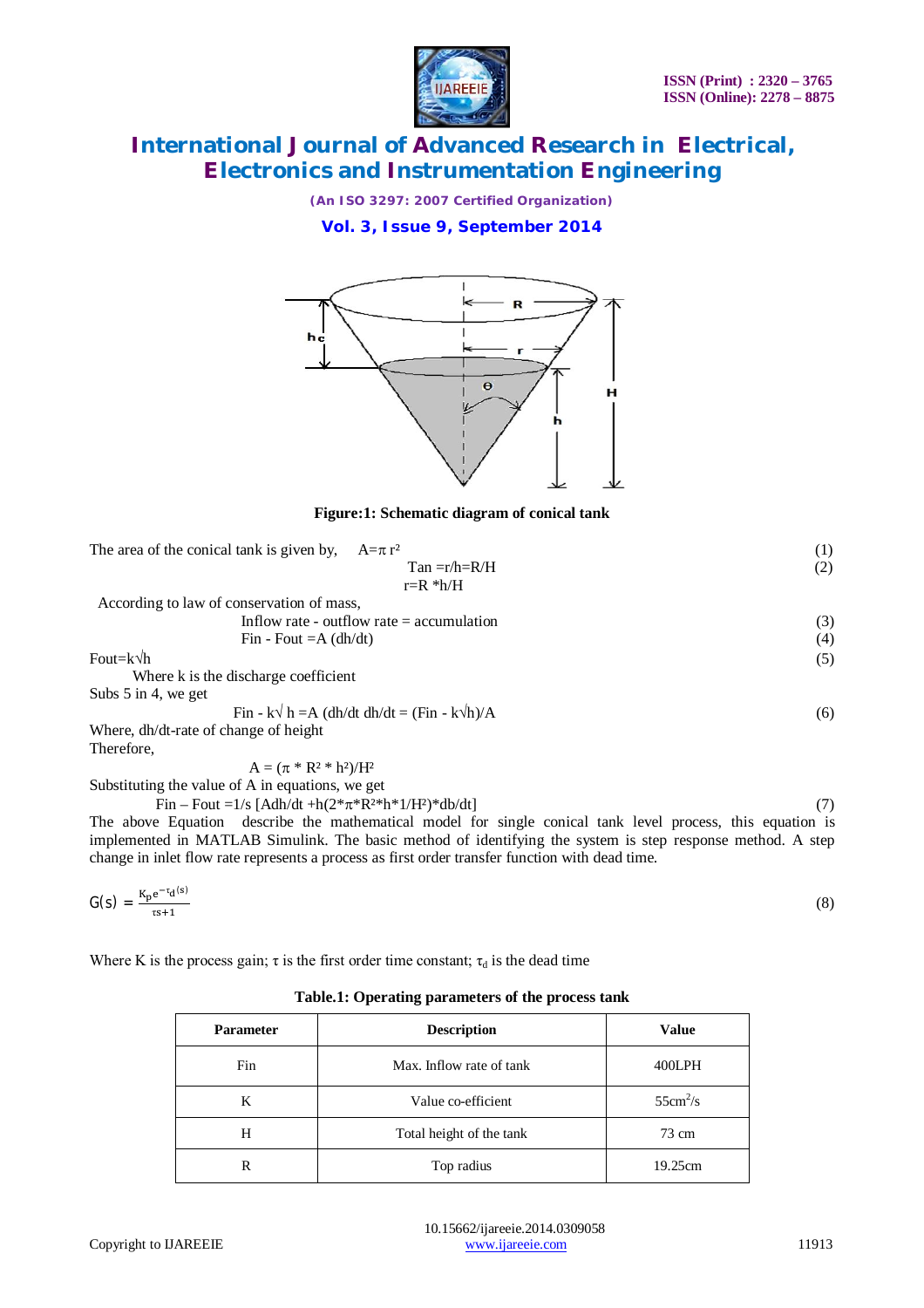Figure:1: Schematic diagram of conical tank

The area of the conical tank is given by, $A=\pi r^2$ (1)

$$\tan = r/h = R/H \tag{2}$$

$$r = R * h/H$$

According to law of conservation of mass,

$$\text{Inflow rate - outflow rate = accumulation} \tag{3}$$

$$F_{in} - F_{out} = A\,(dh/dt) \tag{4}$$

$$F_{out} = k\sqrt{h} \tag{5}$$

Where k is the discharge coefficient

Subs 5 in 4, we get

$$F_{in} - k\sqrt{h} = A\,(dh/dt\ \ dh/dt = (F_{in} - k\sqrt{h})/A \tag{6}$$

Where, dh/dt-rate of change of height

Therefore,

$$A = (\pi * R^2 * h^2)/H^2$$

Substituting the value of A in equations, we get

$$F_{in} - F_{out} = 1/s\ [A dh/dt + h(2*\pi*R^2*h*1/H^2)*db/dt] \tag{7}$$

The above Equation describe the mathematical model for single conical tank level process, this equation is implemented in MATLAB Simulink. The basic method of identifying the system is step response method. A step change in inlet flow rate represents a process as first order transfer function with dead time.

$$G(s) = \frac{K_p e^{-\tau_d(s)}}{\tau s+1} \tag{8}$$

Where K is the process gain; $\tau$ is the first order time constant; $\tau_d$ is the dead time

**Table.1: Operating parameters of the process tank**

| Parameter | Description | Value |
|---|---|---|
| Fin | Max. Inflow rate of tank | 400LPH |
| K | Value co-efficient | $55cm^2/s$ |
| H | Total height of the tank | 73 cm |
| R | Top radius | 19.25cm |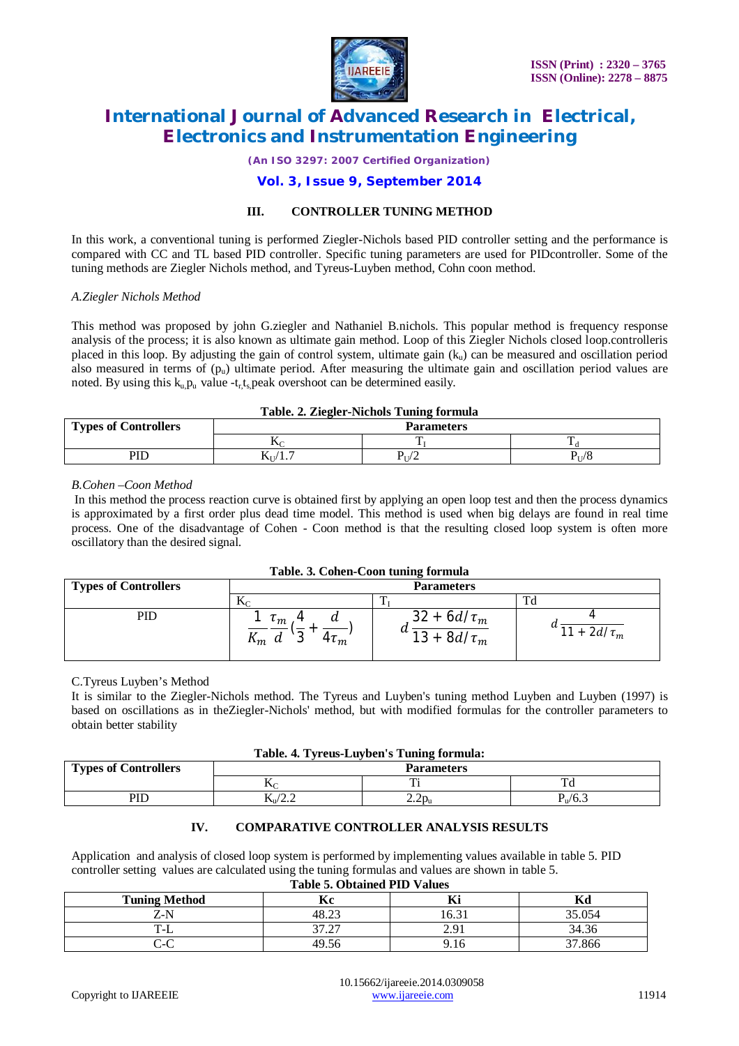## III. CONTROLLER TUNING METHOD

In this work, a conventional tuning is performed Ziegler-Nichols based PID controller setting and the performance is compared with CC and TL based PID controller. Specific tuning parameters are used for PIDcontroller. Some of the tuning methods are Ziegler Nichols method, and Tyreus-Luyben method, Cohn coon method.

### *A.Ziegler Nichols Method*

This method was proposed by john G.ziegler and Nathaniel B.nichols. This popular method is frequency response analysis of the process; it is also known as ultimate gain method. Loop of this Ziegler Nichols closed loop.controlleris placed in this loop. By adjusting the gain of control system, ultimate gain ($k_u$) can be measured and oscillation period also measured in terms of ($p_u$) ultimate period. After measuring the ultimate gain and oscillation period values are noted. By using this $k_u, p_u$ value -$t_r, t_s$, peak overshoot can be determined easily.

**Table. 2. Ziegler-Nichols Tuning formula**

| Types of Controllers | Parameters | | |
|---|---|---|---|
| | $K_C$ | $T_I$ | $T_d$ |
| PID | $K_U/1.7$ | $P_U/2$ | $P_U/8$ |

### *B.Cohen –Coon Method*

In this method the process reaction curve is obtained first by applying an open loop test and then the process dynamics is approximated by a first order plus dead time model. This method is used when big delays are found in real time process. One of the disadvantage of Cohen - Coon method is that the resulting closed loop system is often more oscillatory than the desired signal.

**Table. 3. Cohen-Coon tuning formula**

| Types of Controllers | Parameters | | |
|---|---|---|---|
| | $K_C$ | $T_I$ | Td |
| PID | $\frac{1}{K_m}\frac{\tau_m}{d}\left(\frac{4}{3}+\frac{d}{4\tau_m}\right)$ | $d\frac{32+6d/\tau_m}{13+8d/\tau_m}$ | $d\frac{4}{11+2d/\tau_m}$ |

### C.Tyreus Luyben's Method

It is similar to the Ziegler-Nichols method. The Tyreus and Luyben's tuning method Luyben and Luyben (1997) is based on oscillations as in theZiegler-Nichols' method, but with modified formulas for the controller parameters to obtain better stability

**Table. 4. Tyreus-Luyben's Tuning formula:**

| Types of Controllers | Parameters | | |
|---|---|---|---|
| | $K_C$ | Ti | Td |
| PID | $K_u/2.2$ | $2.2p_u$ | $P_u/6.3$ |

## IV. COMPARATIVE CONTROLLER ANALYSIS RESULTS

Application and analysis of closed loop system is performed by implementing values available in table 5. PID controller setting values are calculated using the tuning formulas and values are shown in table 5.

**Table 5. Obtained PID Values**

| Tuning Method | Kc | Ki | Kd |
|---|---|---|---|
| Z-N | 48.23 | 16.31 | 35.054 |
| T-L | 37.27 | 2.91 | 34.36 |
| C-C | 49.56 | 9.16 | 37.866 |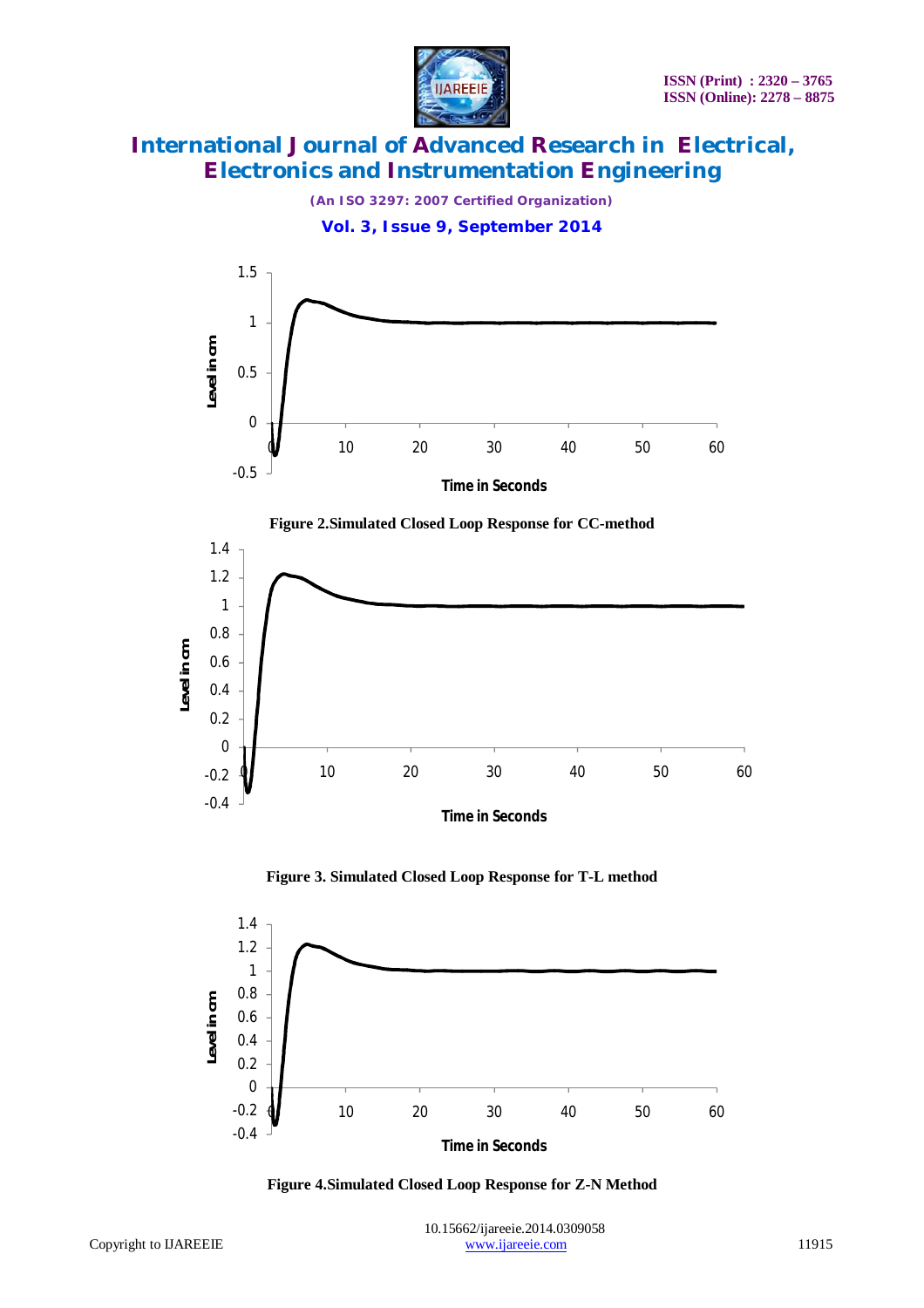Figure 2.Simulated Closed Loop Response for CC-method

Figure 3. Simulated Closed Loop Response for T-L method

Figure 4.Simulated Closed Loop Response for Z-N Method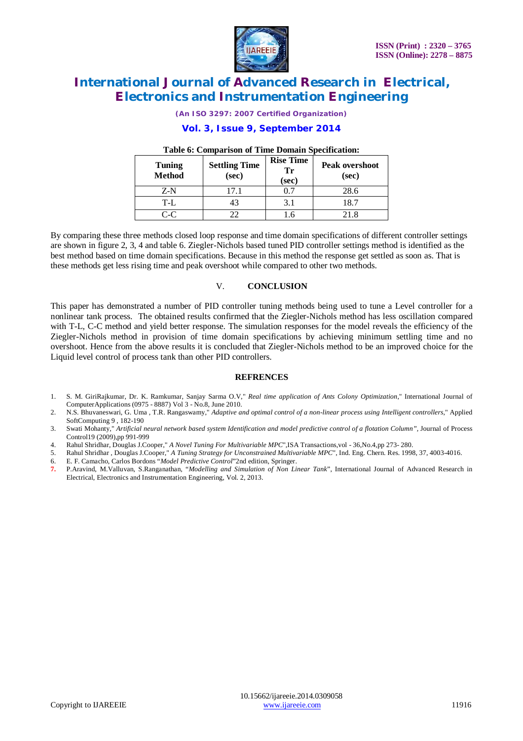**Table 6: Comparison of Time Domain Specification:**

| Tuning Method | Settling Time (sec) | Rise Time Tr (sec) | Peak overshoot (sec) |
|---|---|---|---|
| Z-N | 17.1 | 0.7 | 28.6 |
| T-L | 43 | 3.1 | 18.7 |
| C-C | 22 | 1.6 | 21.8 |

By comparing these three methods closed loop response and time domain specifications of different controller settings are shown in figure 2, 3, 4 and table 6. Ziegler-Nichols based tuned PID controller settings method is identified as the best method based on time domain specifications. Because in this method the response get settled as soon as. That is these methods get less rising time and peak overshoot while compared to other two methods.

## V. CONCLUSION

This paper has demonstrated a number of PID controller tuning methods being used to tune a Level controller for a nonlinear tank process. The obtained results confirmed that the Ziegler-Nichols method has less oscillation compared with T-L, C-C method and yield better response. The simulation responses for the model reveals the efficiency of the Ziegler-Nichols method in provision of time domain specifications by achieving minimum settling time and no overshoot. Hence from the above results it is concluded that Ziegler-Nichols method to be an improved choice for the Liquid level control of process tank than other PID controllers.

## REFRENCES

1. S. M. GiriRajkumar, Dr. K. Ramkumar, Sanjay Sarma O.V," *Real time application of Ants Colony Optimization*," International Journal of ComputerApplications (0975 - 8887) Vol 3 - No.8, June 2010.
2. N.S. Bhuvaneswari, G. Uma , T.R. Rangaswamy," *Adaptive and optimal control of a non-linear process using Intelligent controllers*," Applied SoftComputing 9 , 182-190
3. Swati Mohanty," *Artificial neural network based system Identification and model predictive control of a flotation Column"*, Journal of Process Control19 (2009),pp 991-999
4. Rahul Shridhar, Douglas J.Cooper," *A Novel Tuning For Multivariable MPC*",ISA Transactions,vol - 36,No.4,pp 273- 280.
5. Rahul Shridhar , Douglas J.Cooper," *A Tuning Strategy for Unconstrained Multivariable MPC*", Ind. Eng. Chern. Res. 1998, 37, 4003-4016.
6. E. F. Camacho, Carlos Bordons "*Model Predictive Control*"2nd edition, Springer.
7. P.Aravind, M.Valluvan, S.Ranganathan, "*Modelling and Simulation of Non Linear Tank*", International Journal of Advanced Research in Electrical, Electronics and Instrumentation Engineering, Vol. 2, 2013.